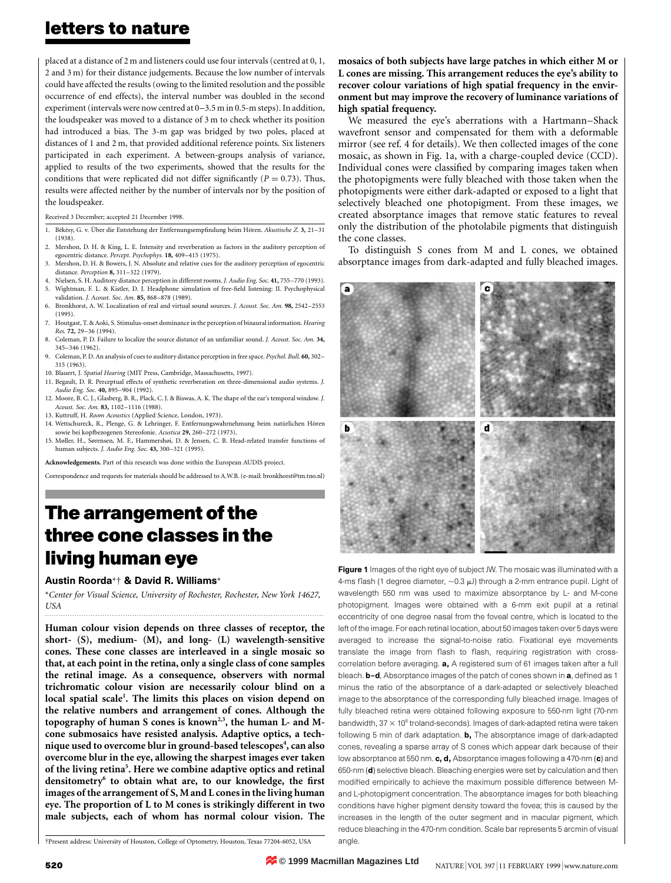placed at a distance of 2 m and listeners could use four intervals (centred at 0, 1, 2 and 3 m) for their distance judgements. Because the low number of intervals could have affected the results (owing to the limited resolution and the possible occurrence of end effects), the interval number was doubled in the second experiment (intervals were now centred at 0–3.5 m in 0.5-m steps). In addition, the loudspeaker was moved to a distance of 3 m to check whether its position had introduced a bias. The 3-m gap was bridged by two poles, placed at distances of 1 and 2 m, that provided additional reference points. Six listeners participated in each experiment. A between-groups analysis of variance, applied to results of the two experiments, showed that the results for the conditions that were replicated did not differ significantly ($P = 0.73$). Thus, results were affected neither by the number of intervals nor by the position of the loudspeaker.

Received 3 December; accepted 21 December 1998.

1. Békésy, G. v. Über die Entstehung der Entfernungsempfindung beim Hören. *Akustische Z.* **3,** 21–31 (1938).
2. Mershon, D. H. & King, L. E. Intensity and reverberation as factors in the auditory perception of egocentric distance. *Percept. Psychophys.* **18,** 409–415 (1975).
3. Mershon, D. H. & Bowers, J. N. Absolute and relative cues for the auditory perception of egocentric distance. *Perception* **8,** 311–322 (1979).
4. Nielsen, S. H. Auditory distance perception in different rooms. *J. Audio Eng. Soc.* **41,** 755–770 (1993).
5. Wightman, F. L. & Kistler, D. J. Headphone simulation of free-field listening: II. Psychophysical validation. *J. Acoust. Soc. Am.* **85,** 868–878 (1989).
6. Bronkhorst, A. W. Localization of real and virtual sound sources. *J. Acoust. Soc. Am.* **98,** 2542–2553 (1995).
7. Houtgast, T. & Aoki, S. Stimulus-onset dominance in the perception of binaural information. *Hearing Res.* **72,** 29–36 (1994).
8. Coleman, P. D. Failure to localize the source distance of an unfamiliar sound. *J. Acoust. Soc. Am.* **34,** 345–346 (1962).
9. Coleman, P. D. An analysis of cues to auditory distance perception in free space. *Psychol. Bull.* **60,** 302–315 (1963).
10. Blauert, J. *Spatial Hearing* (MIT Press, Cambridge, Massachusetts, 1997).
11. Begault, D. R. Perceptual effects of synthetic reverberation on three-dimensional audio systems. *J. Audio Eng. Soc.* **40,** 895–904 (1992).
12. Moore, B. C. J., Glasberg, B. R., Plack, C. J. & Biswas, A. K. The shape of the ear's temporal window. *J. Acoust. Soc. Am.* **83,** 1102–1116 (1988).
13. Kuttruff, H. *Room Acoustics* (Applied Science, London, 1973).
14. Wettschureck, R., Plenge, G. & Lehringer, F. Entfernungswahrnehmung beim natürlichen Hören sowie bei kopfbezogenen Stereofonie. *Acustica* **29,** 260–272 (1973).
15. Møller, H., Sørensen, M. F., Hammershøi, D. & Jensen, C. B. Head-related transfer functions of human subjects. *J. Audio Eng. Soc.* **43,** 300–321 (1995).

**Acknowledgements.** Part of this research was done within the European AUDIS project.

Correspondence and requests for materials should be addressed to A.W.B. (e-mail: bronkhorst@tm.tno.nl)

# The arrangement of the three cone classes in the living human eye

**Austin Roorda*† & David R. Williams***

*Center for Visual Science, University of Rochester, Rochester, New York 14627, USA

†Present address: University of Houston, College of Optometry, Houston, Texas 77204-6052, USA

**Human colour vision depends on three classes of receptor, the short- (S), medium- (M), and long- (L) wavelength-sensitive cones. These cone classes are interleaved in a single mosaic so that, at each point in the retina, only a single class of cone samples the retinal image. As a consequence, observers with normal trichromatic colour vision are necessarily colour blind on a local spatial scale[1]. The limits this places on vision depend on the relative numbers and arrangement of cones. Although the topography of human S cones is known[2,3], the human L- and M-cone submosaics have resisted analysis. Adaptive optics, a technique used to overcome blur in ground-based telescopes[4], can also overcome blur in the eye, allowing the sharpest images ever taken of the living retina[5]. Here we combine adaptive optics and retinal densitometry[6] to obtain what are, to our knowledge, the first images of the arrangement of S, M and L cones in the living human eye. The proportion of L to M cones is strikingly different in two male subjects, each of whom has normal colour vision. The mosaics of both subjects have large patches in which either M or L cones are missing. This arrangement reduces the eye's ability to recover colour variations of high spatial frequency in the environment but may improve the recovery of luminance variations of high spatial frequency.**

We measured the eye's aberrations with a Hartmann–Shack wavefront sensor and compensated for them with a deformable mirror (see ref. 4 for details). We then collected images of the cone mosaic, as shown in Fig. 1a, with a charge-coupled device (CCD). Individual cones were classified by comparing images taken when the photopigments were fully bleached with those taken when the photopigments were either dark-adapted or exposed to a light that selectively bleached one photopigment. From these images, we created absorptance images that remove static features to reveal only the distribution of the photolabile pigments that distinguish the cone classes.

To distinguish S cones from M and L cones, we obtained absorptance images from dark-adapted and fully bleached images.

**Figure 1** Images of the right eye of subject JW. The mosaic was illuminated with a 4-ms flash (1 degree diameter, ~0.3 μJ) through a 2-mm entrance pupil. Light of wavelength 550 nm was used to maximize absorptance by L- and M-cone photopigment. Images were obtained with a 6-mm exit pupil at a retinal eccentricity of one degree nasal from the foveal centre, which is located to the left of the image. For each retinal location, about 50 images taken over 5 days were averaged to increase the signal-to-noise ratio. Fixational eye movements translate the image from flash to flash, requiring registration with cross-correlation before averaging. **a,** A registered sum of 61 images taken after a full bleach. **b–d**, Absorptance images of the patch of cones shown in **a**, defined as 1 minus the ratio of the absorptance of a dark-adapted or selectively bleached image to the absorptance of the corresponding fully bleached image. Images of fully bleached retina were obtained following exposure to 550-nm light (70-nm bandwidth, $37 \times 10^6$ troland-seconds). Images of dark-adapted retina were taken following 5 min of dark adaptation. **b,** The absorptance image of dark-adapted cones, revealing a sparse array of S cones which appear dark because of their low absorptance at 550 nm. **c, d,** Absorptance images following a 470-nm (**c**) and 650-nm (**d**) selective bleach. Bleaching energies were set by calculation and then modified empirically to achieve the maximum possible difference between M- and L-photopigment concentration. The absorptance images for both bleaching conditions have higher pigment density toward the fovea; this is caused by the increases in the length of the outer segment and in macular pigment, which reduce bleaching in the 470-nm condition. Scale bar represents 5 arcmin of visual angle.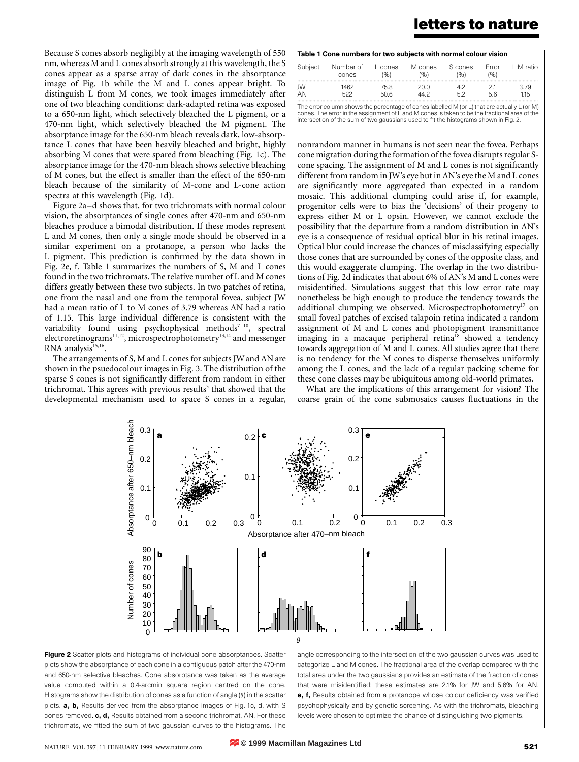Because S cones absorb negligibly at the imaging wavelength of 550 nm, whereas M and L cones absorb strongly at this wavelength, the S cones appear as a sparse array of dark cones in the absorptance image of Fig. 1b while the M and L cones appear bright. To distinguish L from M cones, we took images immediately after one of two bleaching conditions: dark-adapted retina was exposed to a 650-nm light, which selectively bleached the L pigment, or a 470-nm light, which selectively bleached the M pigment. The absorptance image for the 650-nm bleach reveals dark, low-absorptance L cones that have been heavily bleached and bright, highly absorbing M cones that were spared from bleaching (Fig. 1c). The absorptance image for the 470-nm bleach shows selective bleaching of M cones, but the effect is smaller than the effect of the 650-nm bleach because of the similarity of M-cone and L-cone action spectra at this wavelength (Fig. 1d).

Figure 2a–d shows that, for two trichromats with normal colour vision, the absorptances of single cones after 470-nm and 650-nm bleaches produce a bimodal distribution. If these modes represent L and M cones, then only a single mode should be observed in a similar experiment on a protanope, a person who lacks the L pigment. This prediction is confirmed by the data shown in Fig. 2e, f. Table 1 summarizes the numbers of S, M and L cones found in the two trichromats. The relative number of L and M cones differs greatly between these two subjects. In two patches of retina, one from the nasal and one from the temporal fovea, subject JW had a mean ratio of L to M cones of 3.79 whereas AN had a ratio of 1.15. This large individual difference is consistent with the variability found using psychophysical methods[7–10], spectral electroretinograms[11,12], microspectrophotometry[13,14] and messenger RNA analysis[15,16].

The arrangements of S, M and L cones for subjects JW and AN are shown in the psuedocolour images in Fig. 3. The distribution of the sparse S cones is not significantly different from random in either trichromat. This agrees with previous results[3] that showed that the developmental mechanism used to space S cones in a regular, nonrandom manner in humans is not seen near the fovea. Perhaps cone migration during the formation of the fovea disrupts regular S-cone spacing. The assignment of M and L cones is not significantly different from random in JW's eye but in AN's eye the M and L cones are significantly more aggregated than expected in a random mosaic. This additional clumping could arise if, for example, progenitor cells were to bias the 'decisions' of their progeny to express either M or L opsin. However, we cannot exclude the possibility that the departure from a random distribution in AN's eye is a consequence of residual optical blur in his retinal images. Optical blur could increase the chances of misclassifying especially those cones that are surrounded by cones of the opposite class, and this would exaggerate clumping. The overlap in the two distributions of Fig. 2d indicates that about 6% of AN's M and L cones were misidentified. Simulations suggest that this low error rate may nonetheless be high enough to produce the tendency towards the additional clumping we observed. Microspectrophotometry[17] on small foveal patches of excised talapoin retina indicated a random assignment of M and L cones and photopigment transmittance imaging in a macaque peripheral retina[18] showed a tendency towards aggregation of M and L cones. All studies agree that there is no tendency for the M cones to disperse themselves uniformly among the L cones, and the lack of a regular packing scheme for these cone classes may be ubiquitous among old-world primates.

What are the implications of this arrangement for vision? The coarse grain of the cone submosaics causes fluctuations in the

**Table 1 Cone numbers for two subjects with normal colour vision**

| Subject | Number of cones | L cones (%) | M cones (%) | S cones (%) | Error (%) | L:M ratio |
|---|---|---|---|---|---|---|
| JW | 1462 | 75.8 | 20.0 | 4.2 | 2.1 | 3.79 |
| AN | 522 | 50.6 | 44.2 | 5.2 | 5.6 | 1.15 |

The error column shows the percentage of cones labelled M (or L) that are actually L (or M) cones. The error in the assignment of L and M cones is taken to be the fractional area of the intersection of the sum of two gaussians used to fit the histograms shown in Fig. 2.

**Figure 2** Scatter plots and histograms of individual cone absorptances. Scatter plots show the absorptance of each cone in a contiguous patch after the 470-nm and 650-nm selective bleaches. Cone absorptance was taken as the average value computed within a 0.4-arcmin square region centred on the cone. Histograms show the distribution of cones as a function of angle ($\theta$) in the scatter plots. **a, b,** Results derived from the absorptance images of Fig. 1c, d, with S cones removed. **c, d,** Results obtained from a second trichromat, AN. For these trichromats, we fitted the sum of two gaussian curves to the histograms. The angle corresponding to the intersection of the two gaussian curves was used to categorize L and M cones. The fractional area of the overlap compared with the total area under the two gaussians provides an estimate of the fraction of cones that were misidentified; these estimates are 2.1% for JW and 5.6% for AN. **e, f,** Results obtained from a protanope whose colour deficiency was verified psychophysically and by genetic screening. As with the trichromats, bleaching levels were chosen to optimize the chance of distinguishing two pigments.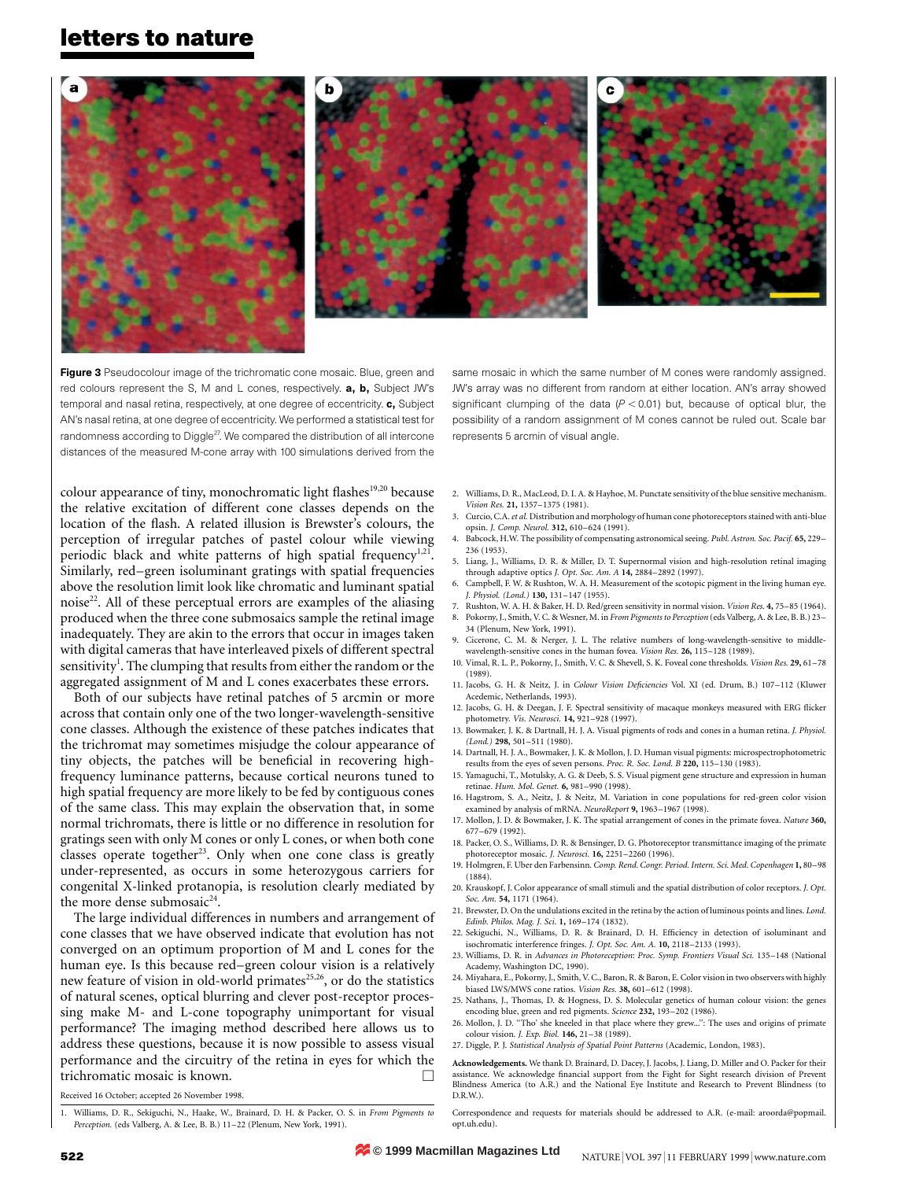**Figure 3** Pseudocolour image of the trichromatic cone mosaic. Blue, green and red colours represent the S, M and L cones, respectively. **a, b,** Subject JW's temporal and nasal retina, respectively, at one degree of eccentricity. **c,** Subject AN's nasal retina, at one degree of eccentricity. We performed a statistical test for randomness according to Diggle[27]. We compared the distribution of all intercone distances of the measured M-cone array with 100 simulations derived from the same mosaic in which the same number of M cones were randomly assigned. JW's array was no different from random at either location. AN's array showed significant clumping of the data ($P < 0.01$) but, because of optical blur, the possibility of a random assignment of M cones cannot be ruled out. Scale bar represents 5 arcmin of visual angle.

colour appearance of tiny, monochromatic light flashes[19,20] because the relative excitation of different cone classes depends on the location of the flash. A related illusion is Brewster's colours, the perception of irregular patches of pastel colour while viewing periodic black and white patterns of high spatial frequency[1,21]. Similarly, red–green isoluminant gratings with spatial frequencies above the resolution limit look like chromatic and luminant spatial noise[22]. All of these perceptual errors are examples of the aliasing produced when the three cone submosaics sample the retinal image inadequately. They are akin to the errors that occur in images taken with digital cameras that have interleaved pixels of different spectral sensitivity[1]. The clumping that results from either the random or the aggregated assignment of M and L cones exacerbates these errors.

Both of our subjects have retinal patches of 5 arcmin or more across that contain only one of the two longer-wavelength-sensitive cone classes. Although the existence of these patches indicates that the trichromat may sometimes misjudge the colour appearance of tiny objects, the patches will be beneficial in recovering high-frequency luminance patterns, because cortical neurons tuned to high spatial frequency are more likely to be fed by contiguous cones of the same class. This may explain the observation that, in some normal trichromats, there is little or no difference in resolution for gratings seen with only M cones or only L cones, or when both cone classes operate together[23]. Only when one cone class is greatly under-represented, as occurs in some heterozygous carriers for congenital X-linked protanopia, is resolution clearly mediated by the more dense submosaic[24].

The large individual differences in numbers and arrangement of cone classes that we have observed indicate that evolution has not converged on an optimum proportion of M and L cones for the human eye. Is this because red–green colour vision is a relatively new feature of vision in old-world primates[25,26], or do the statistics of natural scenes, optical blurring and clever post-receptor processing make M- and L-cone topography unimportant for visual performance? The imaging method described here allows us to address these questions, because it is now possible to assess visual performance and the circuitry of the retina in eyes for which the trichromatic mosaic is known. □

Received 16 October; accepted 26 November 1998.

1. Williams, D. R., Sekiguchi, N., Haake, W., Brainard, D. H. & Packer, O. S. in *From Pigments to Perception.* (eds Valberg, A. & Lee, B. B.) 11–22 (Plenum, New York, 1991).
2. Williams, D. R., MacLeod, D. I. A. & Hayhoe, M. Punctate sensitivity of the blue sensitive mechanism. *Vision Res.* **21,** 1357–1375 (1981).
3. Curcio, C.A. *et al.* Distribution and morphology of human cone photoreceptors stained with anti-blue opsin. *J. Comp. Neurol.* **312,** 610–624 (1991).
4. Babcock, H.W. The possibility of compensating astronomical seeing. *Publ. Astron. Soc. Pacif.* **65,** 229–236 (1953).
5. Liang, J., Williams, D. R. & Miller, D. T. Supernormal vision and high-resolution retinal imaging through adaptive optics *J. Opt. Soc. Am. A* **14,** 2884–2892 (1997).
6. Campbell, F. W. & Rushton, W. A. H. Measurement of the scotopic pigment in the living human eye. *J. Physiol. (Lond.)* **130,** 131–147 (1955).
7. Rushton, W. A. H. & Baker, H. D. Red/green sensitivity in normal vision. *Vision Res.* **4,** 75–85 (1964).
8. Pokorny, J., Smith, V. C. & Wesner, M. in *From Pigments to Perception* (eds Valberg, A. & Lee, B. B.) 23–34 (Plenum, New York, 1991).
9. Cicerone, C. M. & Nerger, J. L. The relative numbers of long-wavelength-sensitive to middle-wavelength-sensitive cones in the human fovea. *Vision Res.* **26,** 115–128 (1989).
10. Vimal, R. L. P., Pokorny, J., Smith, V. C. & Shevell, S. K. Foveal cone thresholds. *Vision Res.* **29,** 61–78 (1989).
11. Jacobs, G. H. & Neitz, J. in *Colour Vision Deficiencies* Vol. XI (ed. Drum, B.) 107–112 (Kluwer Acedemic, Netherlands, 1993).
12. Jacobs, G. H. & Deegan, J. F. Spectral sensitivity of macaque monkeys measured with ERG flicker photometry. *Vis. Neurosci.* **14,** 921–928 (1997).
13. Bowmaker, J. K. & Dartnall, H. J. A. Visual pigments of rods and cones in a human retina. *J. Physiol. (Lond.)* **298,** 501–511 (1980).
14. Dartnall, H. J. A., Bowmaker, J. K. & Mollon, J. D. Human visual pigments: microspectrophotometric results from the eyes of seven persons. *Proc. R. Soc. Lond. B* **220,** 115–130 (1983).
15. Yamaguchi, T., Motulsky, A. G. & Deeb, S. S. Visual pigment gene structure and expression in human retinae. *Hum. Mol. Genet.* **6,** 981–990 (1998).
16. Hagstrom, S. A., Neitz, J. & Neitz, M. Variation in cone populations for red-green color vision examined by analysis of mRNA. *NeuroReport* **9,** 1963–1967 (1998).
17. Mollon, J. D. & Bowmaker, J. K. The spatial arrangement of cones in the primate fovea. *Nature* **360,** 677–679 (1992).
18. Packer, O. S., Williams, D. R. & Bensinger, D. G. Photoreceptor transmittance imaging of the primate photoreceptor mosaic. *J. Neurosci.* **16,** 2251–2260 (1996).
19. Holmgren, F. Uber den Farbensinn. *Comp. Rend. Congr. Period. Intern. Sci. Med. Copenhagen* **1,** 80–98 (1884).
20. Krauskopf, J. Color appearance of small stimuli and the spatial distribution of color receptors. *J. Opt. Soc. Am.* **54,** 1171 (1964).
21. Brewster, D. On the undulations excited in the retina by the action of luminous points and lines. *Lond. Edinb. Philos. Mag. J. Sci.* **1,** 169–174 (1832).
22. Sekiguchi, N., Williams, D. R. & Brainard, D. H. Efficiency in detection of isoluminant and isochromatic interference fringes. *J. Opt. Soc. Am. A.* **10,** 2118–2133 (1993).
23. Williams, D. R. in *Advances in Photoreception*: *Proc. Symp. Frontiers Visual Sci.* 135–148 (National Academy, Washington DC, 1990).
24. Miyahara, E., Pokorny, J., Smith, V. C., Baron, R. & Baron, E. Color vision in two observers with highly biased LWS/MWS cone ratios. *Vision Res.* **38,** 601–612 (1998).
25. Nathans, J., Thomas, D. & Hogness, D. S. Molecular genetics of human colour vision: the genes encoding blue, green and red pigments. *Science* **232,** 193–202 (1986).
26. Mollon, J. D. "Tho' she kneeled in that place where they grew...": The uses and origins of primate colour vision. *J. Exp. Biol.* **146,** 21–38 (1989).
27. Diggle, P. J. *Statistical Analysis of Spatial Point Patterns* (Academic, London, 1983).

**Acknowledgements.** We thank D. Brainard, D. Dacey, J. Jacobs, J. Liang, D. Miller and O. Packer for their assistance. We acknowledge financial support from the Fight for Sight research division of Prevent Blindness America (to A.R.) and the National Eye Institute and Research to Prevent Blindness (to D.R.W.).

Correspondence and requests for materials should be addressed to A.R. (e-mail: aroorda@popmail.opt.uh.edu).